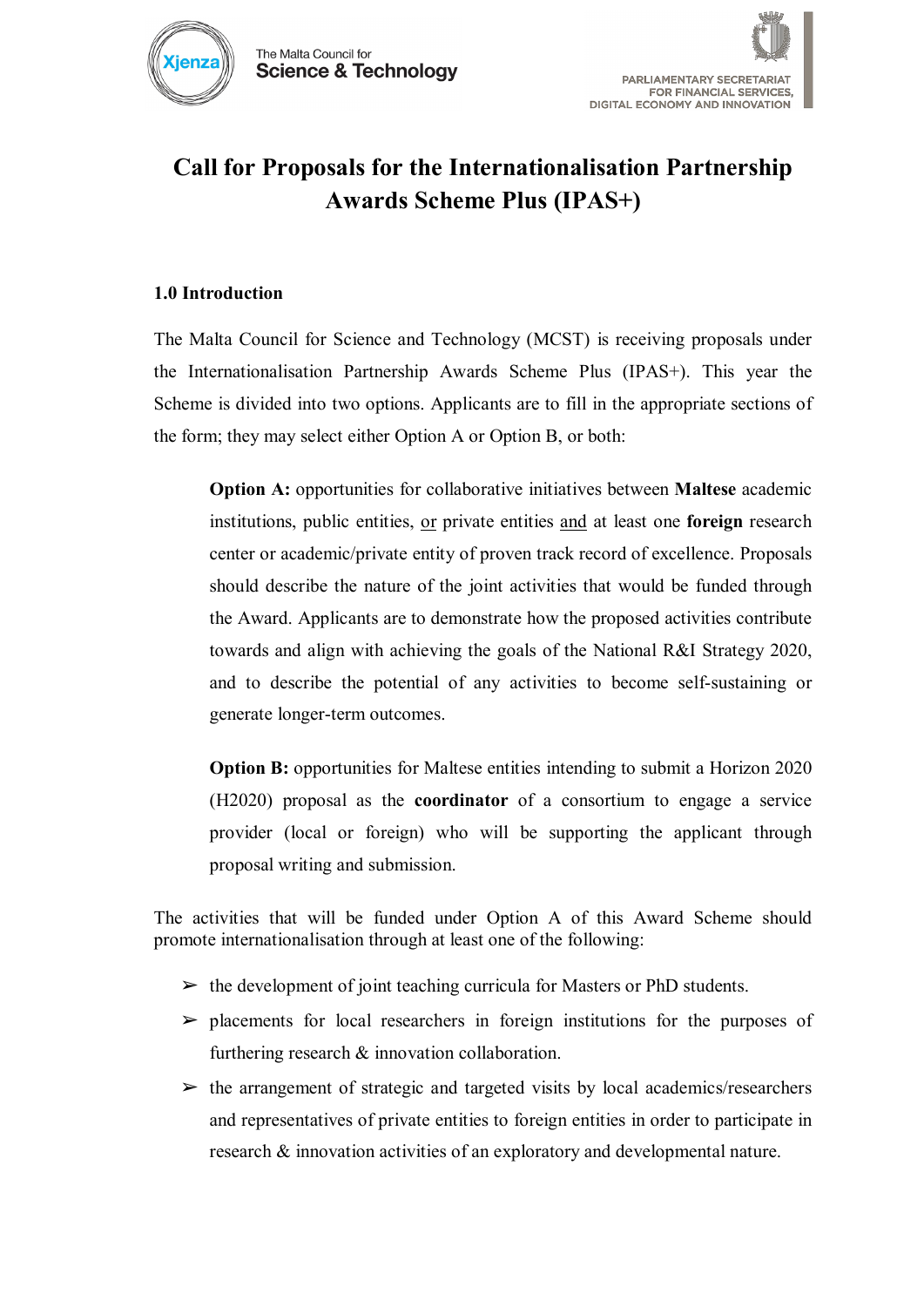# Call for Proposals for the Internationalisation Partnership Awards Scheme Plus (IPAS+)

## 1.0 Introduction

The Malta Council for Science and Technology (MCST) is receiving proposals under the Internationalisation Partnership Awards Scheme Plus (IPAS+). This year the Scheme is divided into two options. Applicants are to fill in the appropriate sections of the form; they may select either Option A or Option B, or both:

> **Option A:** opportunities for collaborative initiatives between **Maltese** academic institutions, public entities, or private entities and at least one **foreign** research center or academic/private entity of proven track record of excellence. Proposals should describe the nature of the joint activities that would be funded through the Award. Applicants are to demonstrate how the proposed activities contribute towards and align with achieving the goals of the National R&I Strategy 2020, and to describe the potential of any activities to become self-sustaining or generate longer-term outcomes.
>
> **Option B:** opportunities for Maltese entities intending to submit a Horizon 2020 (H2020) proposal as the **coordinator** of a consortium to engage a service provider (local or foreign) who will be supporting the applicant through proposal writing and submission.

The activities that will be funded under Option A of this Award Scheme should promote internationalisation through at least one of the following:

- the development of joint teaching curricula for Masters or PhD students.
- placements for local researchers in foreign institutions for the purposes of furthering research & innovation collaboration.
- the arrangement of strategic and targeted visits by local academics/researchers and representatives of private entities to foreign entities in order to participate in research & innovation activities of an exploratory and developmental nature.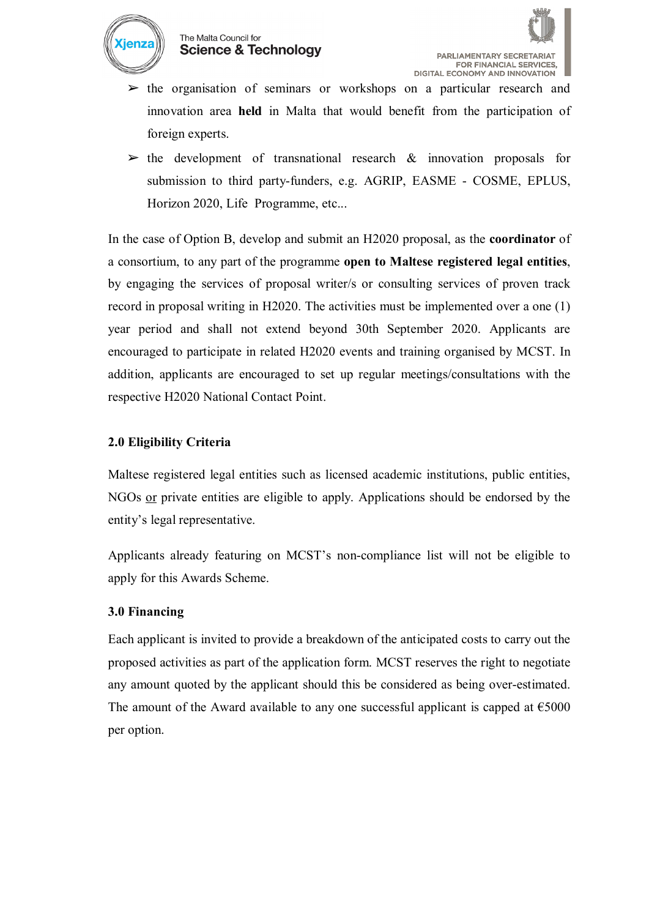- the organisation of seminars or workshops on a particular research and innovation area **held** in Malta that would benefit from the participation of foreign experts.
- the development of transnational research & innovation proposals for submission to third party-funders, e.g. AGRIP, EASME - COSME, EPLUS, Horizon 2020, Life Programme, etc...

In the case of Option B, develop and submit an H2020 proposal, as the **coordinator** of a consortium, to any part of the programme **open to Maltese registered legal entities**, by engaging the services of proposal writer/s or consulting services of proven track record in proposal writing in H2020. The activities must be implemented over a one (1) year period and shall not extend beyond 30th September 2020. Applicants are encouraged to participate in related H2020 events and training organised by MCST. In addition, applicants are encouraged to set up regular meetings/consultations with the respective H2020 National Contact Point.

## 2.0 Eligibility Criteria

Maltese registered legal entities such as licensed academic institutions, public entities, NGOs or private entities are eligible to apply. Applications should be endorsed by the entity's legal representative.

Applicants already featuring on MCST's non-compliance list will not be eligible to apply for this Awards Scheme.

## 3.0 Financing

Each applicant is invited to provide a breakdown of the anticipated costs to carry out the proposed activities as part of the application form. MCST reserves the right to negotiate any amount quoted by the applicant should this be considered as being over-estimated. The amount of the Award available to any one successful applicant is capped at €5000 per option.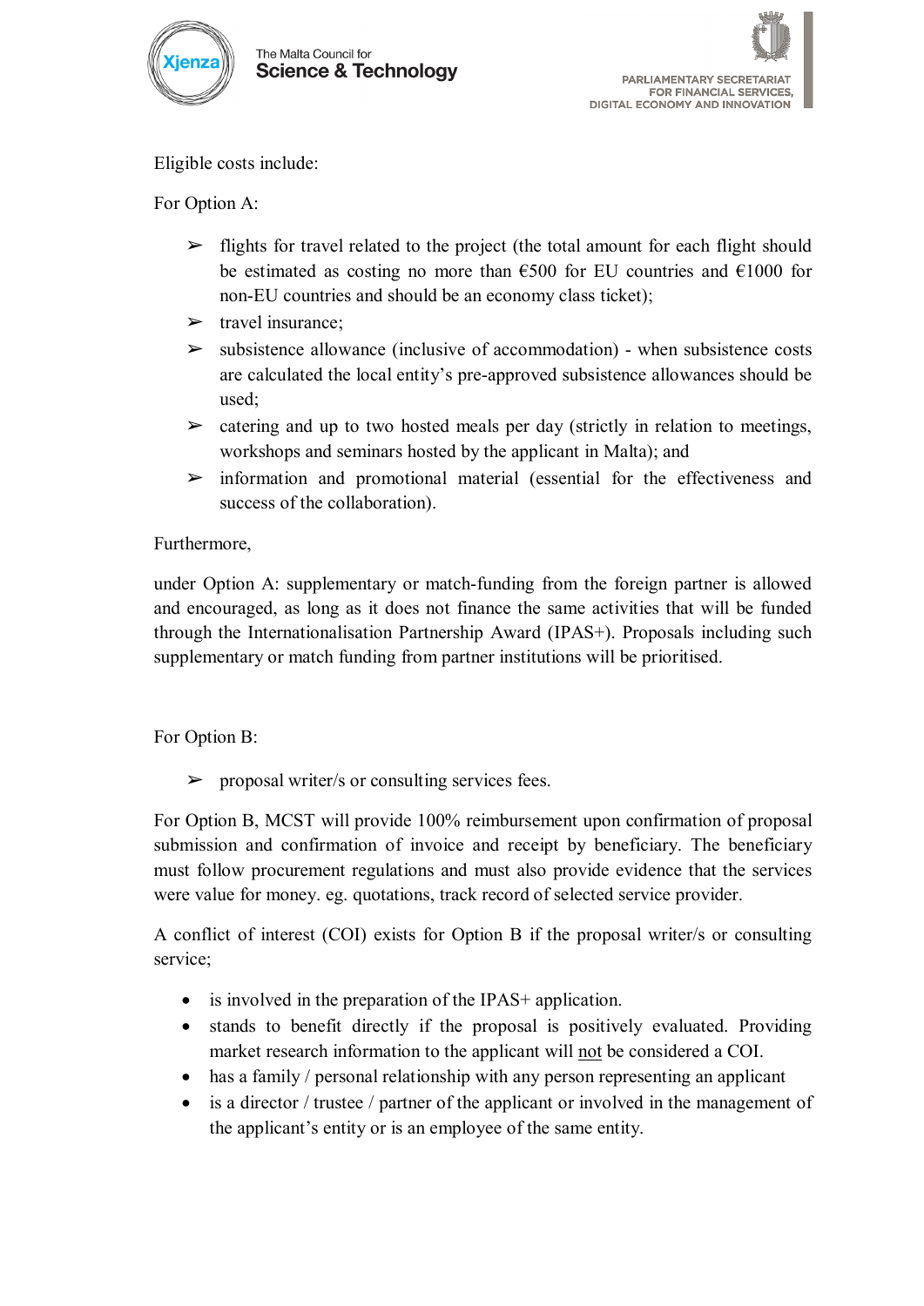Eligible costs include:

For Option A:

- flights for travel related to the project (the total amount for each flight should be estimated as costing no more than €500 for EU countries and €1000 for non-EU countries and should be an economy class ticket);
- travel insurance;
- subsistence allowance (inclusive of accommodation) - when subsistence costs are calculated the local entity's pre-approved subsistence allowances should be used;
- catering and up to two hosted meals per day (strictly in relation to meetings, workshops and seminars hosted by the applicant in Malta); and
- information and promotional material (essential for the effectiveness and success of the collaboration).

Furthermore,

under Option A: supplementary or match-funding from the foreign partner is allowed and encouraged, as long as it does not finance the same activities that will be funded through the Internationalisation Partnership Award (IPAS+). Proposals including such supplementary or match funding from partner institutions will be prioritised.

For Option B:

- proposal writer/s or consulting services fees.

For Option B, MCST will provide 100% reimbursement upon confirmation of proposal submission and confirmation of invoice and receipt by beneficiary. The beneficiary must follow procurement regulations and must also provide evidence that the services were value for money. eg. quotations, track record of selected service provider.

A conflict of interest (COI) exists for Option B if the proposal writer/s or consulting service;

- is involved in the preparation of the IPAS+ application.
- stands to benefit directly if the proposal is positively evaluated. Providing market research information to the applicant will not be considered a COI.
- has a family / personal relationship with any person representing an applicant
- is a director / trustee / partner of the applicant or involved in the management of the applicant's entity or is an employee of the same entity.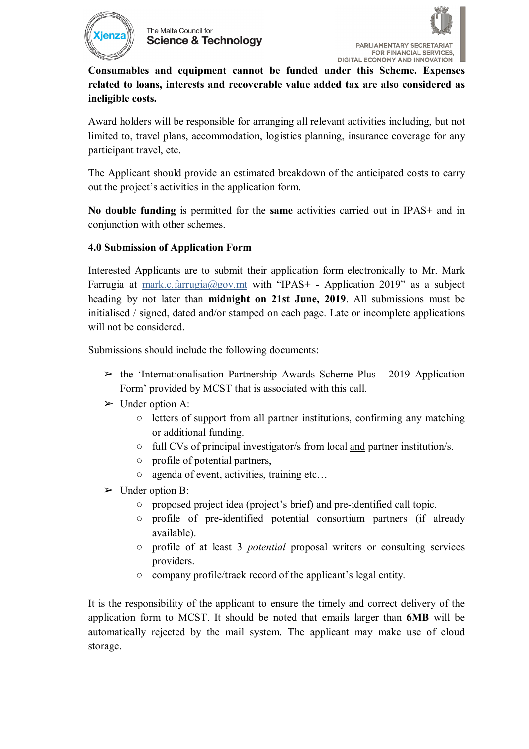**Consumables and equipment cannot be funded under this Scheme. Expenses related to loans, interests and recoverable value added tax are also considered as ineligible costs.**

Award holders will be responsible for arranging all relevant activities including, but not limited to, travel plans, accommodation, logistics planning, insurance coverage for any participant travel, etc.

The Applicant should provide an estimated breakdown of the anticipated costs to carry out the project's activities in the application form.

**No double funding** is permitted for the **same** activities carried out in IPAS+ and in conjunction with other schemes.

### 4.0 Submission of Application Form

Interested Applicants are to submit their application form electronically to Mr. Mark Farrugia at mark.c.farrugia@gov.mt with "IPAS+ - Application 2019" as a subject heading by not later than **midnight on 21st June, 2019**. All submissions must be initialised / signed, dated and/or stamped on each page. Late or incomplete applications will not be considered.

Submissions should include the following documents:

- the 'Internationalisation Partnership Awards Scheme Plus - 2019 Application Form' provided by MCST that is associated with this call.
- Under option A:
  - letters of support from all partner institutions, confirming any matching or additional funding.
  - full CVs of principal investigator/s from local and partner institution/s.
  - profile of potential partners,
  - agenda of event, activities, training etc…
- Under option B:
  - proposed project idea (project's brief) and pre-identified call topic.
  - profile of pre-identified potential consortium partners (if already available).
  - profile of at least 3 *potential* proposal writers or consulting services providers.
  - company profile/track record of the applicant's legal entity.

It is the responsibility of the applicant to ensure the timely and correct delivery of the application form to MCST. It should be noted that emails larger than **6MB** will be automatically rejected by the mail system. The applicant may make use of cloud storage.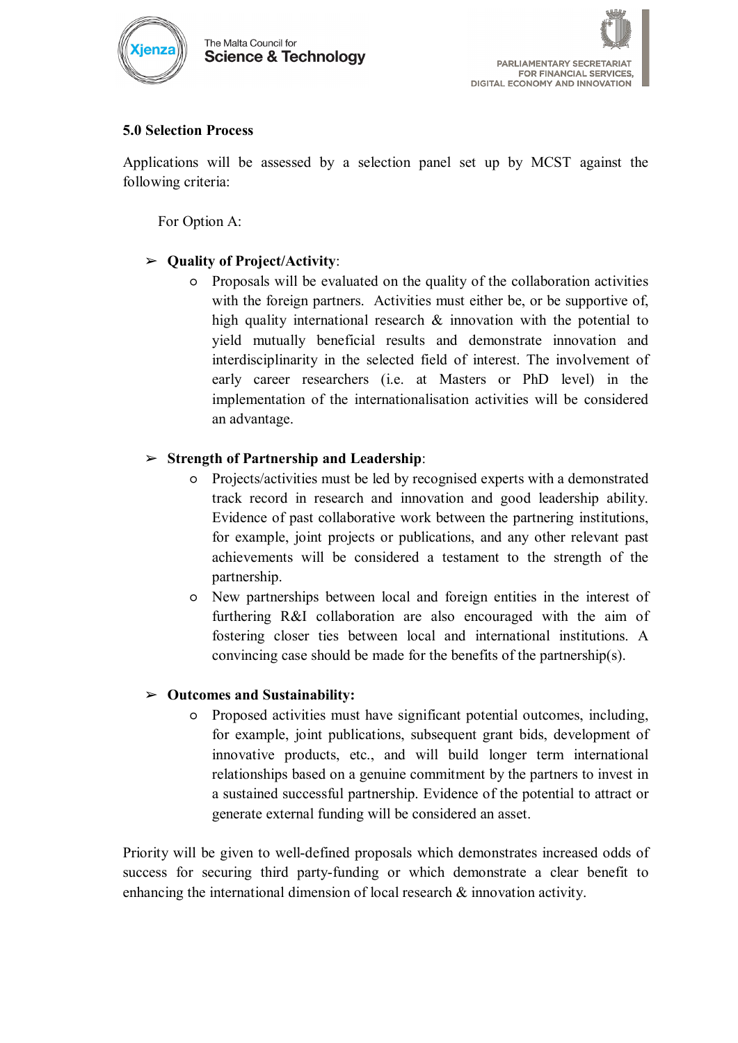## 5.0 Selection Process

Applications will be assessed by a selection panel set up by MCST against the following criteria:

For Option A:

- **Quality of Project/Activity**:
  - Proposals will be evaluated on the quality of the collaboration activities with the foreign partners. Activities must either be, or be supportive of, high quality international research & innovation with the potential to yield mutually beneficial results and demonstrate innovation and interdisciplinarity in the selected field of interest. The involvement of early career researchers (i.e. at Masters or PhD level) in the implementation of the internationalisation activities will be considered an advantage.

- **Strength of Partnership and Leadership**:
  - Projects/activities must be led by recognised experts with a demonstrated track record in research and innovation and good leadership ability. Evidence of past collaborative work between the partnering institutions, for example, joint projects or publications, and any other relevant past achievements will be considered a testament to the strength of the partnership.
  - New partnerships between local and foreign entities in the interest of furthering R&I collaboration are also encouraged with the aim of fostering closer ties between local and international institutions. A convincing case should be made for the benefits of the partnership(s).

- **Outcomes and Sustainability:**
  - Proposed activities must have significant potential outcomes, including, for example, joint publications, subsequent grant bids, development of innovative products, etc., and will build longer term international relationships based on a genuine commitment by the partners to invest in a sustained successful partnership. Evidence of the potential to attract or generate external funding will be considered an asset.

Priority will be given to well-defined proposals which demonstrates increased odds of success for securing third party-funding or which demonstrate a clear benefit to enhancing the international dimension of local research & innovation activity.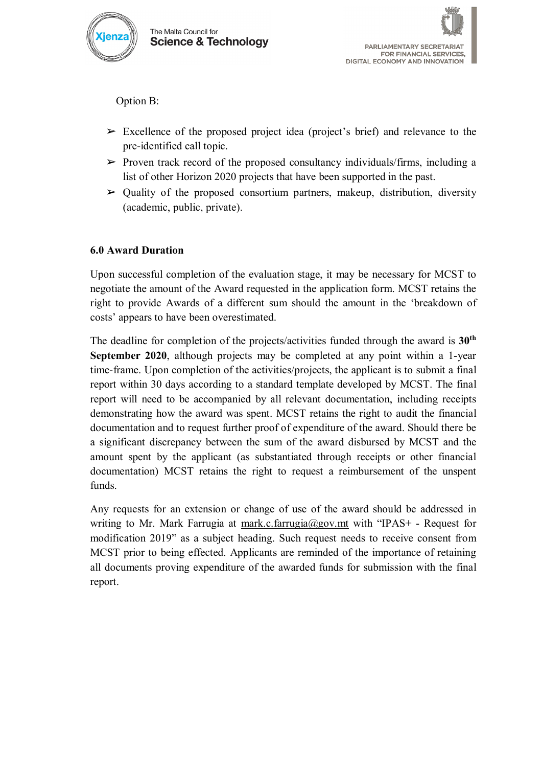Option B:

- ➢ Excellence of the proposed project idea (project's brief) and relevance to the pre-identified call topic.
- ➢ Proven track record of the proposed consultancy individuals/firms, including a list of other Horizon 2020 projects that have been supported in the past.
- ➢ Quality of the proposed consortium partners, makeup, distribution, diversity (academic, public, private).

**6.0 Award Duration**

Upon successful completion of the evaluation stage, it may be necessary for MCST to negotiate the amount of the Award requested in the application form. MCST retains the right to provide Awards of a different sum should the amount in the 'breakdown of costs' appears to have been overestimated.

The deadline for completion of the projects/activities funded through the award is **30th September 2020**, although projects may be completed at any point within a 1-year time-frame. Upon completion of the activities/projects, the applicant is to submit a final report within 30 days according to a standard template developed by MCST. The final report will need to be accompanied by all relevant documentation, including receipts demonstrating how the award was spent. MCST retains the right to audit the financial documentation and to request further proof of expenditure of the award. Should there be a significant discrepancy between the sum of the award disbursed by MCST and the amount spent by the applicant (as substantiated through receipts or other financial documentation) MCST retains the right to request a reimbursement of the unspent funds.

Any requests for an extension or change of use of the award should be addressed in writing to Mr. Mark Farrugia at mark.c.farrugia@gov.mt with "IPAS+ - Request for modification 2019" as a subject heading. Such request needs to receive consent from MCST prior to being effected. Applicants are reminded of the importance of retaining all documents proving expenditure of the awarded funds for submission with the final report.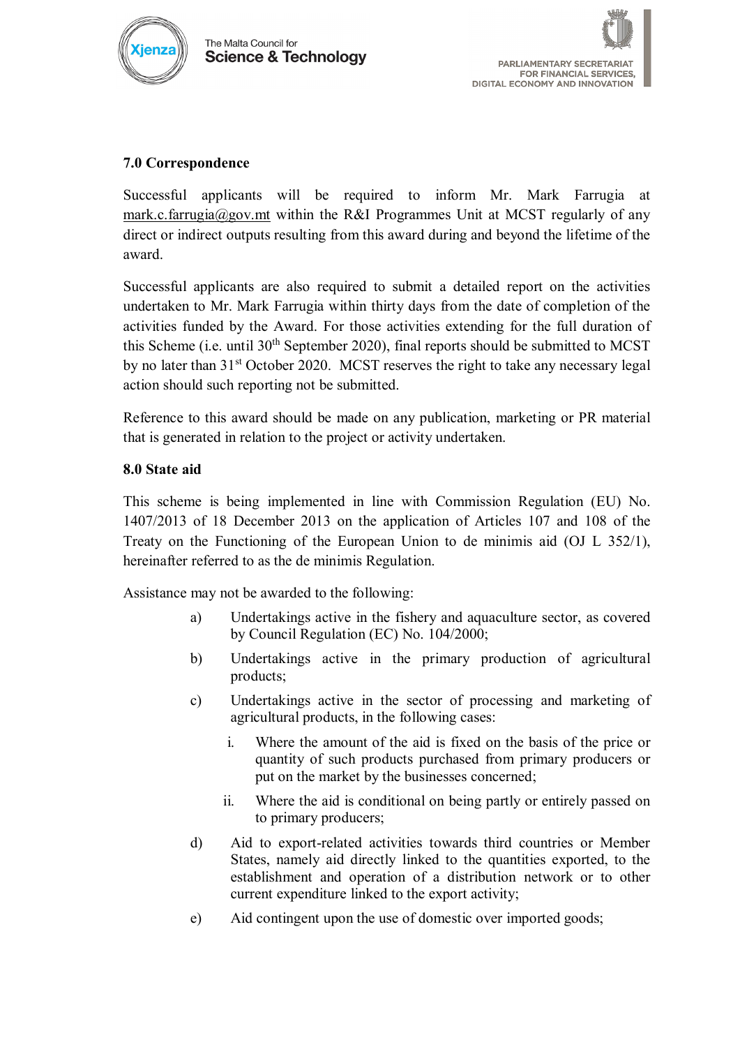## 7.0 Correspondence

Successful applicants will be required to inform Mr. Mark Farrugia at mark.c.farrugia@gov.mt within the R&I Programmes Unit at MCST regularly of any direct or indirect outputs resulting from this award during and beyond the lifetime of the award.

Successful applicants are also required to submit a detailed report on the activities undertaken to Mr. Mark Farrugia within thirty days from the date of completion of the activities funded by the Award. For those activities extending for the full duration of this Scheme (i.e. until 30th September 2020), final reports should be submitted to MCST by no later than 31st October 2020. MCST reserves the right to take any necessary legal action should such reporting not be submitted.

Reference to this award should be made on any publication, marketing or PR material that is generated in relation to the project or activity undertaken.

## 8.0 State aid

This scheme is being implemented in line with Commission Regulation (EU) No. 1407/2013 of 18 December 2013 on the application of Articles 107 and 108 of the Treaty on the Functioning of the European Union to de minimis aid (OJ L 352/1), hereinafter referred to as the de minimis Regulation.

Assistance may not be awarded to the following:

a) Undertakings active in the fishery and aquaculture sector, as covered by Council Regulation (EC) No. 104/2000;

b) Undertakings active in the primary production of agricultural products;

c) Undertakings active in the sector of processing and marketing of agricultural products, in the following cases:

   i. Where the amount of the aid is fixed on the basis of the price or quantity of such products purchased from primary producers or put on the market by the businesses concerned;

   ii. Where the aid is conditional on being partly or entirely passed on to primary producers;

d) Aid to export-related activities towards third countries or Member States, namely aid directly linked to the quantities exported, to the establishment and operation of a distribution network or to other current expenditure linked to the export activity;

e) Aid contingent upon the use of domestic over imported goods;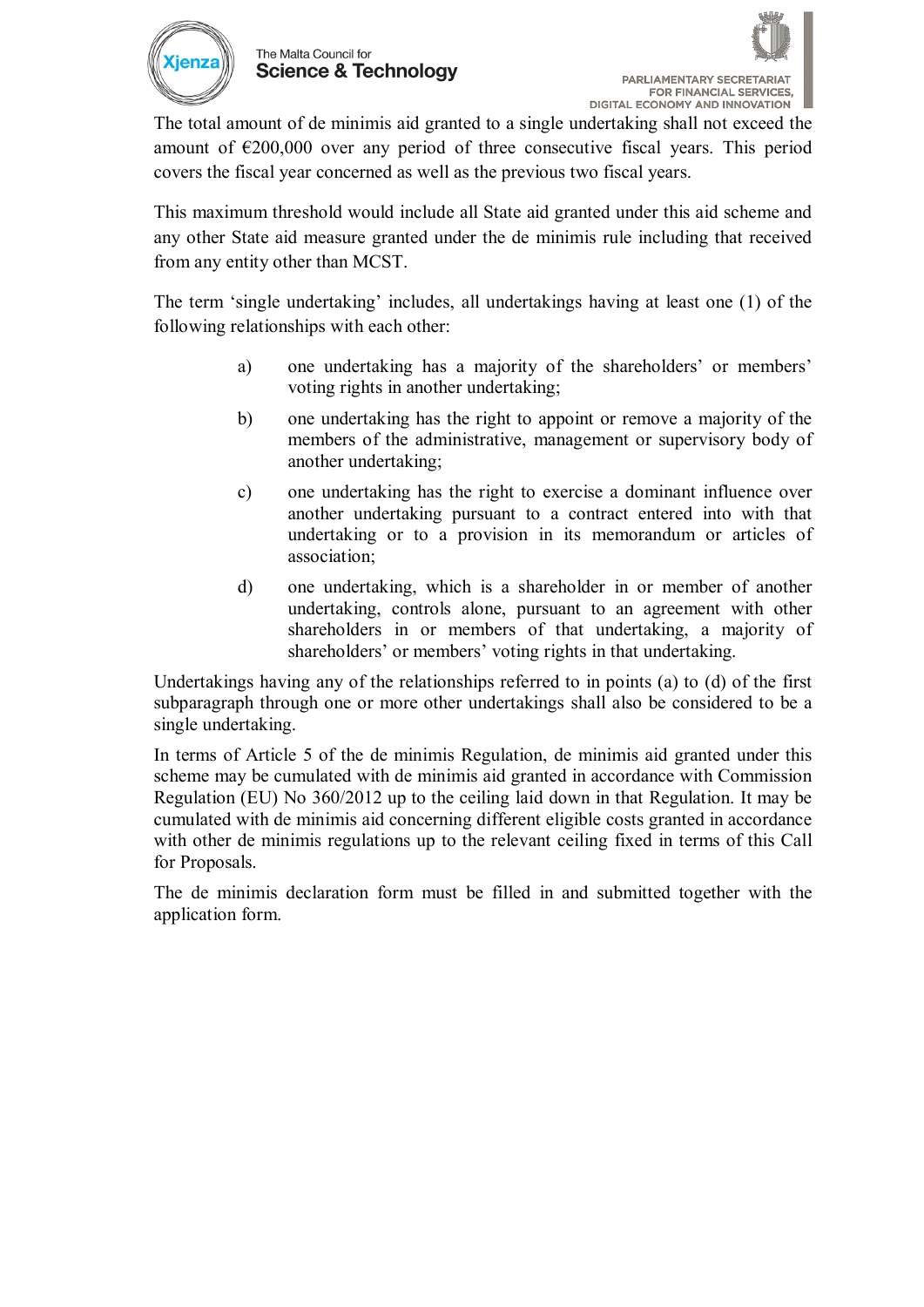The total amount of de minimis aid granted to a single undertaking shall not exceed the amount of €200,000 over any period of three consecutive fiscal years. This period covers the fiscal year concerned as well as the previous two fiscal years.

This maximum threshold would include all State aid granted under this aid scheme and any other State aid measure granted under the de minimis rule including that received from any entity other than MCST.

The term 'single undertaking' includes, all undertakings having at least one (1) of the following relationships with each other:

a) one undertaking has a majority of the shareholders' or members' voting rights in another undertaking;

b) one undertaking has the right to appoint or remove a majority of the members of the administrative, management or supervisory body of another undertaking;

c) one undertaking has the right to exercise a dominant influence over another undertaking pursuant to a contract entered into with that undertaking or to a provision in its memorandum or articles of association;

d) one undertaking, which is a shareholder in or member of another undertaking, controls alone, pursuant to an agreement with other shareholders in or members of that undertaking, a majority of shareholders' or members' voting rights in that undertaking.

Undertakings having any of the relationships referred to in points (a) to (d) of the first subparagraph through one or more other undertakings shall also be considered to be a single undertaking.

In terms of Article 5 of the de minimis Regulation, de minimis aid granted under this scheme may be cumulated with de minimis aid granted in accordance with Commission Regulation (EU) No 360/2012 up to the ceiling laid down in that Regulation. It may be cumulated with de minimis aid concerning different eligible costs granted in accordance with other de minimis regulations up to the relevant ceiling fixed in terms of this Call for Proposals.

The de minimis declaration form must be filled in and submitted together with the application form.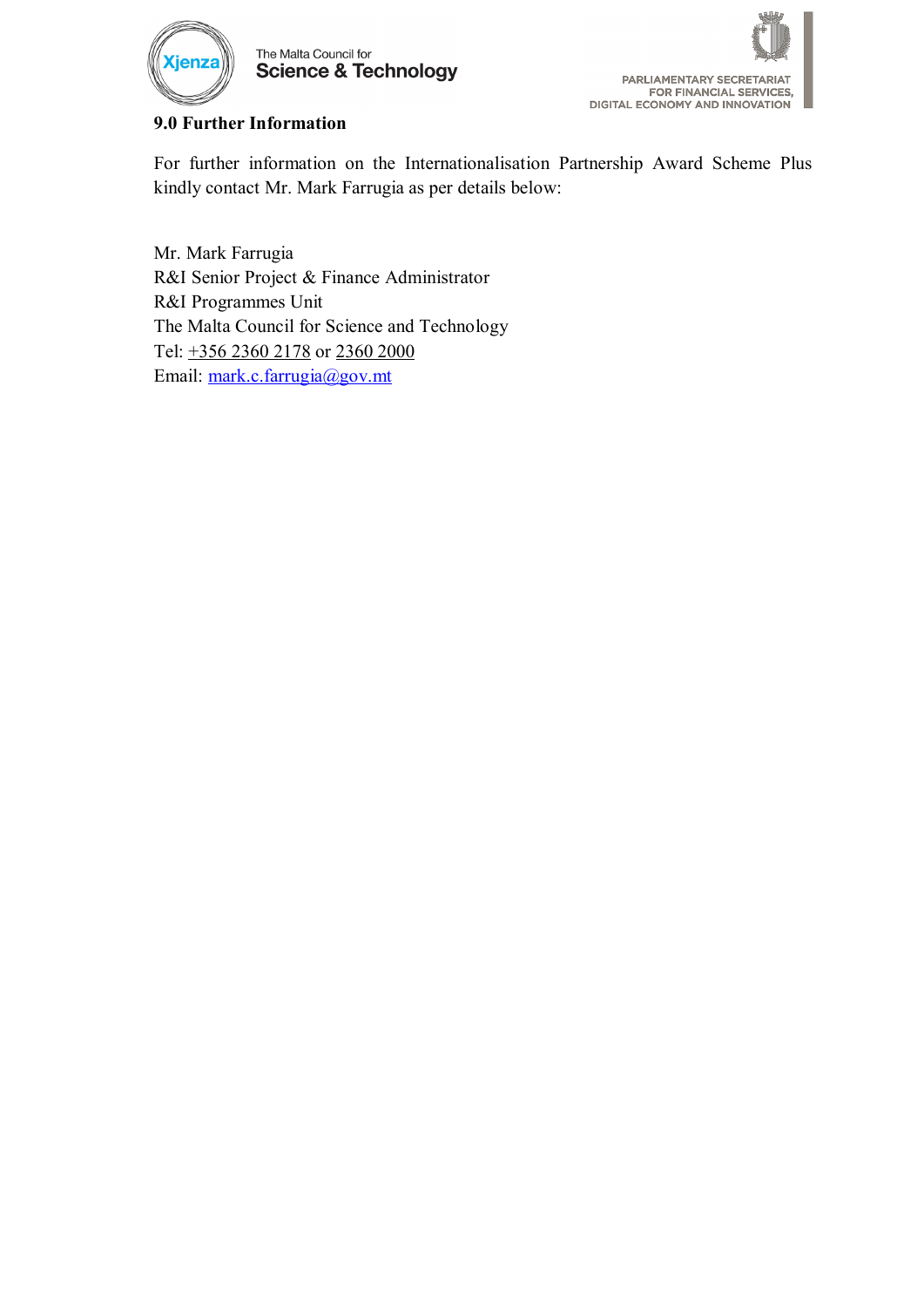## 9.0 Further Information

For further information on the Internationalisation Partnership Award Scheme Plus kindly contact Mr. Mark Farrugia as per details below:

Mr. Mark Farrugia  
R&I Senior Project & Finance Administrator  
R&I Programmes Unit  
The Malta Council for Science and Technology  
Tel: +356 2360 2178 or 2360 2000  
Email: mark.c.farrugia@gov.mt